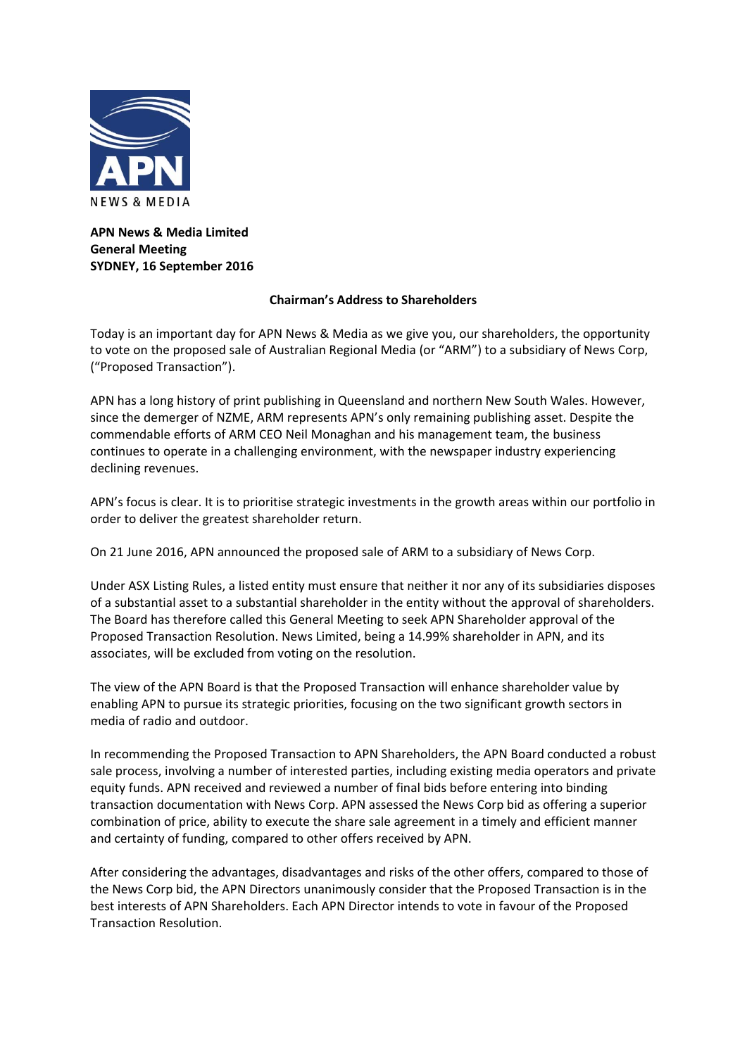**APN News & Media Limited**
**General Meeting**
**SYDNEY, 16 September 2016**

## Chairman's Address to Shareholders

Today is an important day for APN News & Media as we give you, our shareholders, the opportunity to vote on the proposed sale of Australian Regional Media (or "ARM") to a subsidiary of News Corp, ("Proposed Transaction").

APN has a long history of print publishing in Queensland and northern New South Wales. However, since the demerger of NZME, ARM represents APN's only remaining publishing asset. Despite the commendable efforts of ARM CEO Neil Monaghan and his management team, the business continues to operate in a challenging environment, with the newspaper industry experiencing declining revenues.

APN's focus is clear. It is to prioritise strategic investments in the growth areas within our portfolio in order to deliver the greatest shareholder return.

On 21 June 2016, APN announced the proposed sale of ARM to a subsidiary of News Corp.

Under ASX Listing Rules, a listed entity must ensure that neither it nor any of its subsidiaries disposes of a substantial asset to a substantial shareholder in the entity without the approval of shareholders. The Board has therefore called this General Meeting to seek APN Shareholder approval of the Proposed Transaction Resolution. News Limited, being a 14.99% shareholder in APN, and its associates, will be excluded from voting on the resolution.

The view of the APN Board is that the Proposed Transaction will enhance shareholder value by enabling APN to pursue its strategic priorities, focusing on the two significant growth sectors in media of radio and outdoor.

In recommending the Proposed Transaction to APN Shareholders, the APN Board conducted a robust sale process, involving a number of interested parties, including existing media operators and private equity funds. APN received and reviewed a number of final bids before entering into binding transaction documentation with News Corp. APN assessed the News Corp bid as offering a superior combination of price, ability to execute the share sale agreement in a timely and efficient manner and certainty of funding, compared to other offers received by APN.

After considering the advantages, disadvantages and risks of the other offers, compared to those of the News Corp bid, the APN Directors unanimously consider that the Proposed Transaction is in the best interests of APN Shareholders. Each APN Director intends to vote in favour of the Proposed Transaction Resolution.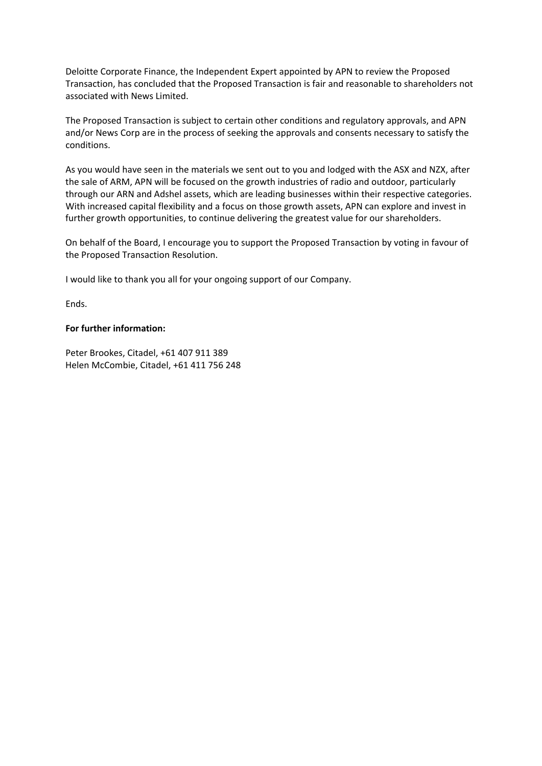Deloitte Corporate Finance, the Independent Expert appointed by APN to review the Proposed Transaction, has concluded that the Proposed Transaction is fair and reasonable to shareholders not associated with News Limited.

The Proposed Transaction is subject to certain other conditions and regulatory approvals, and APN and/or News Corp are in the process of seeking the approvals and consents necessary to satisfy the conditions.

As you would have seen in the materials we sent out to you and lodged with the ASX and NZX, after the sale of ARM, APN will be focused on the growth industries of radio and outdoor, particularly through our ARN and Adshel assets, which are leading businesses within their respective categories. With increased capital flexibility and a focus on those growth assets, APN can explore and invest in further growth opportunities, to continue delivering the greatest value for our shareholders.

On behalf of the Board, I encourage you to support the Proposed Transaction by voting in favour of the Proposed Transaction Resolution.

I would like to thank you all for your ongoing support of our Company.

Ends.

**For further information:**

Peter Brookes, Citadel, +61 407 911 389
Helen McCombie, Citadel, +61 411 756 248